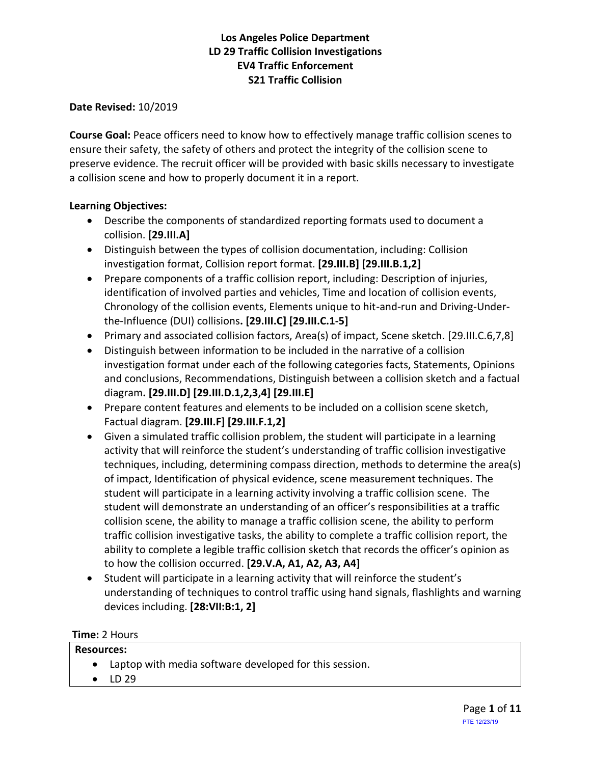# Los Angeles Police Department
# LD 29 Traffic Collision Investigations
# EV4 Traffic Enforcement
# S21 Traffic Collision

**Date Revised:** 10/2019

**Course Goal:** Peace officers need to know how to effectively manage traffic collision scenes to ensure their safety, the safety of others and protect the integrity of the collision scene to preserve evidence. The recruit officer will be provided with basic skills necessary to investigate a collision scene and how to properly document it in a report.

**Learning Objectives:**

- Describe the components of standardized reporting formats used to document a collision. **[29.III.A]**
- Distinguish between the types of collision documentation, including: Collision investigation format, Collision report format. **[29.III.B] [29.III.B.1,2]**
- Prepare components of a traffic collision report, including: Description of injuries, identification of involved parties and vehicles, Time and location of collision events, Chronology of the collision events, Elements unique to hit-and-run and Driving-Under-the-Influence (DUI) collisions**. [29.III.C] [29.III.C.1-5]**
- Primary and associated collision factors, Area(s) of impact, Scene sketch. [29.III.C.6,7,8]
- Distinguish between information to be included in the narrative of a collision investigation format under each of the following categories facts, Statements, Opinions and conclusions, Recommendations, Distinguish between a collision sketch and a factual diagram**. [29.III.D] [29.III.D.1,2,3,4] [29.III.E]**
- Prepare content features and elements to be included on a collision scene sketch, Factual diagram. **[29.III.F] [29.III.F.1,2]**
- Given a simulated traffic collision problem, the student will participate in a learning activity that will reinforce the student's understanding of traffic collision investigative techniques, including, determining compass direction, methods to determine the area(s) of impact, Identification of physical evidence, scene measurement techniques. The student will participate in a learning activity involving a traffic collision scene. The student will demonstrate an understanding of an officer's responsibilities at a traffic collision scene, the ability to manage a traffic collision scene, the ability to perform traffic collision investigative tasks, the ability to complete a traffic collision report, the ability to complete a legible traffic collision sketch that records the officer's opinion as to how the collision occurred. **[29.V.A, A1, A2, A3, A4]**
- Student will participate in a learning activity that will reinforce the student's understanding of techniques to control traffic using hand signals, flashlights and warning devices including. **[28:VII:B:1, 2]**

**Time:** 2 Hours

**Resources:**

- Laptop with media software developed for this session.
- LD 29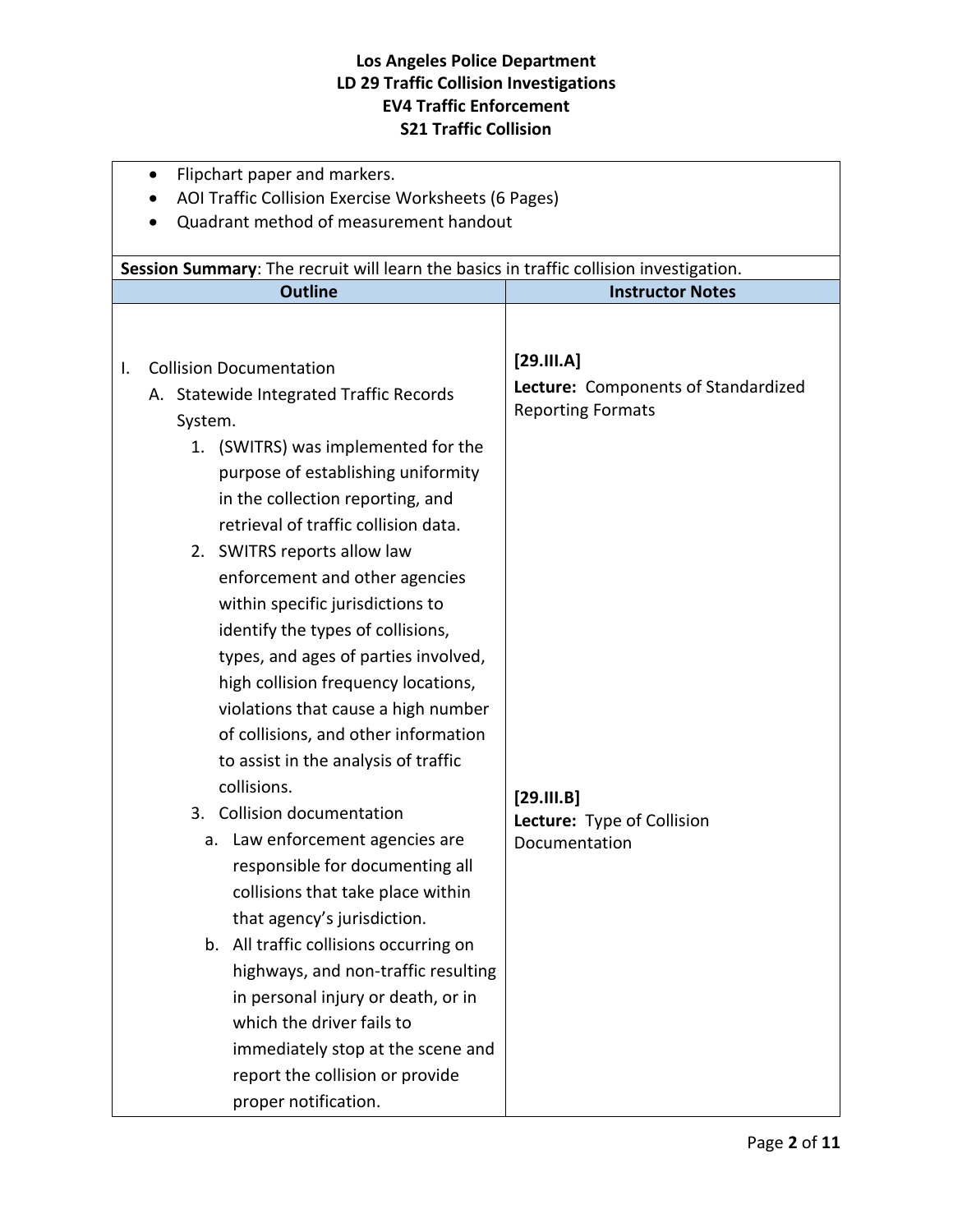- Flipchart paper and markers.
- AOI Traffic Collision Exercise Worksheets (6 Pages)
- Quadrant method of measurement handout

**Session Summary**: The recruit will learn the basics in traffic collision investigation.

| Outline | Instructor Notes |
|---|---|
| I. Collision Documentation<br>A. Statewide Integrated Traffic Records System.<br>1. (SWITRS) was implemented for the purpose of establishing uniformity in the collection reporting, and retrieval of traffic collision data.<br>2. SWITRS reports allow law enforcement and other agencies within specific jurisdictions to identify the types of collisions, types, and ages of parties involved, high collision frequency locations, violations that cause a high number of collisions, and other information to assist in the analysis of traffic collisions. | **[29.III.A]**<br>**Lecture:** Components of Standardized Reporting Formats |
| 3. Collision documentation<br>a. Law enforcement agencies are responsible for documenting all collisions that take place within that agency's jurisdiction.<br>b. All traffic collisions occurring on highways, and non-traffic resulting in personal injury or death, or in which the driver fails to immediately stop at the scene and report the collision or provide proper notification. | **[29.III.B]**<br>**Lecture:** Type of Collision Documentation |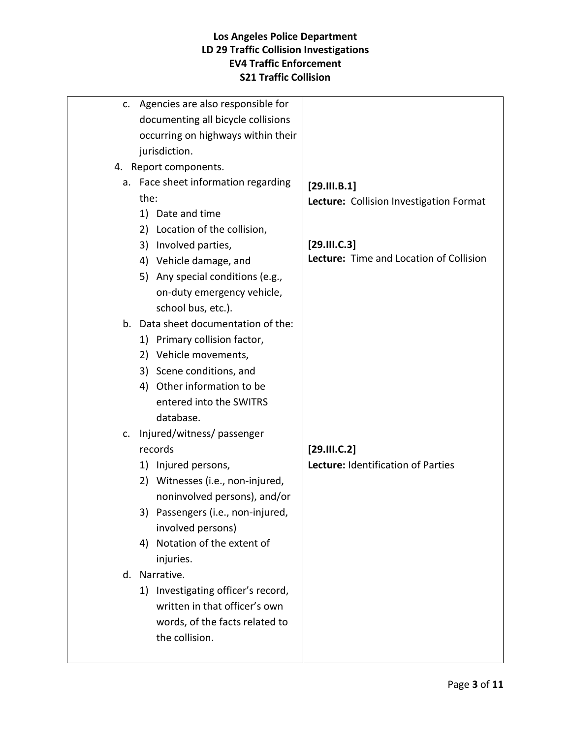**Los Angeles Police Department**
**LD 29 Traffic Collision Investigations**
**EV4 Traffic Enforcement**
**S21 Traffic Collision**

| | |
|---|---|
| c. Agencies are also responsible for documenting all bicycle collisions occurring on highways within their jurisdiction.<br>4. Report components.<br>a. Face sheet information regarding the:<br>1) Date and time<br>2) Location of the collision,<br>3) Involved parties,<br>4) Vehicle damage, and<br>5) Any special conditions (e.g., on-duty emergency vehicle, school bus, etc.).<br>b. Data sheet documentation of the:<br>1) Primary collision factor,<br>2) Vehicle movements,<br>3) Scene conditions, and<br>4) Other information to be entered into the SWITRS database.<br>c. Injured/witness/ passenger records<br>1) Injured persons,<br>2) Witnesses (i.e., non-injured, noninvolved persons), and/or<br>3) Passengers (i.e., non-injured, involved persons)<br>4) Notation of the extent of injuries.<br>d. Narrative.<br>1) Investigating officer's record, written in that officer's own words, of the facts related to the collision. | **[29.III.B.1]**<br>**Lecture:** Collision Investigation Format<br><br>**[29.III.C.3]**<br>**Lecture:** Time and Location of Collision<br><br>**[29.III.C.2]**<br>**Lecture:** Identification of Parties |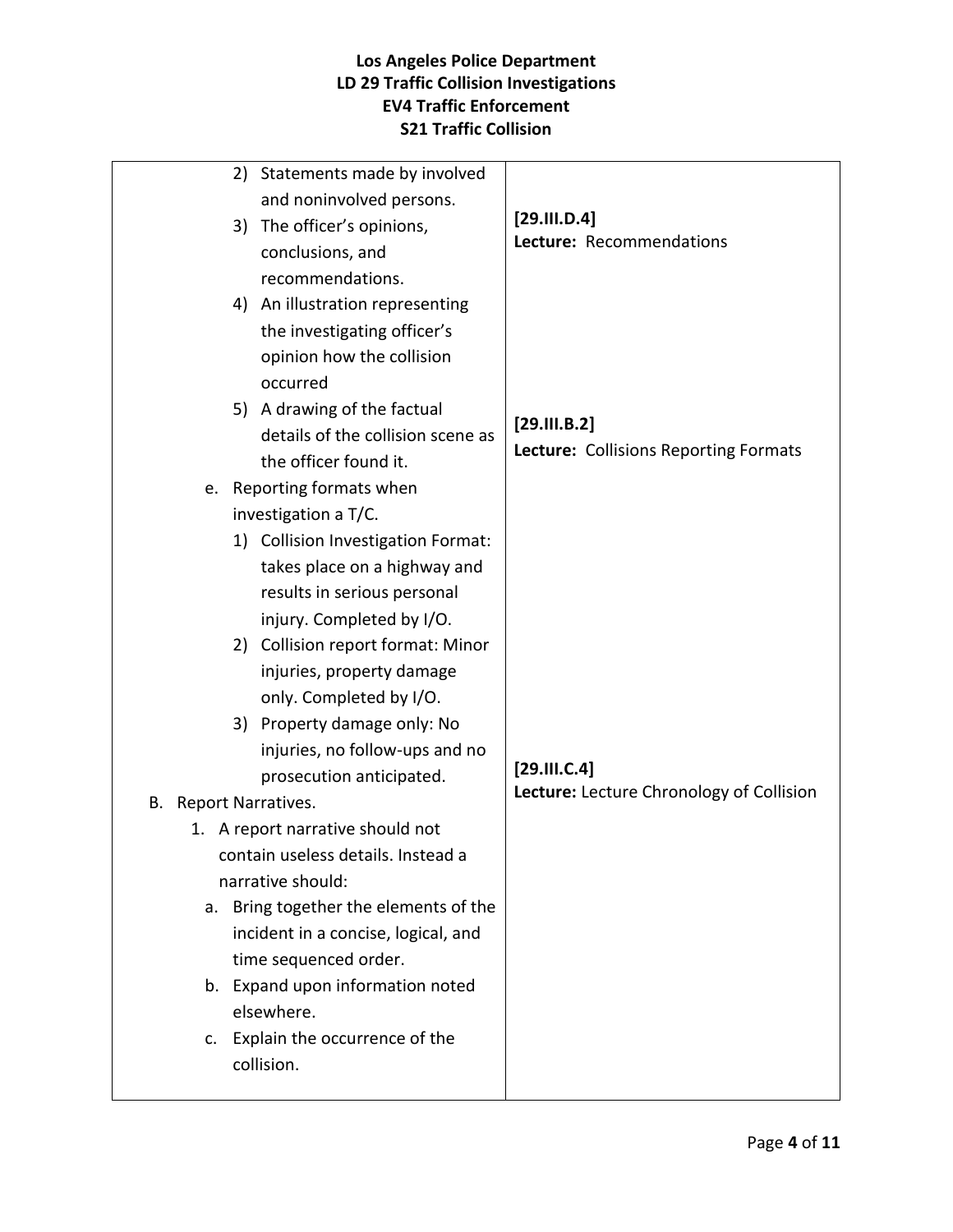# Los Angeles Police Department
## LD 29 Traffic Collision Investigations
## EV4 Traffic Enforcement
## S21 Traffic Collision

| | |
|---|---|
| 2) Statements made by involved and noninvolved persons.<br>3) The officer's opinions, conclusions, and recommendations.<br>4) An illustration representing the investigating officer's opinion how the collision occurred<br>5) A drawing of the factual details of the collision scene as the officer found it.<br>e. Reporting formats when investigation a T/C.<br>1) Collision Investigation Format: takes place on a highway and results in serious personal injury. Completed by I/O.<br>2) Collision report format: Minor injuries, property damage only. Completed by I/O.<br>3) Property damage only: No injuries, no follow-ups and no prosecution anticipated.<br>B. Report Narratives.<br>1. A report narrative should not contain useless details. Instead a narrative should:<br>a. Bring together the elements of the incident in a concise, logical, and time sequenced order.<br>b. Expand upon information noted elsewhere.<br>c. Explain the occurrence of the collision. | **[29.III.D.4]**<br>**Lecture:** Recommendations<br><br>**[29.III.B.2]**<br>**Lecture:** Collisions Reporting Formats<br><br>**[29.III.C.4]**<br>**Lecture:** Lecture Chronology of Collision |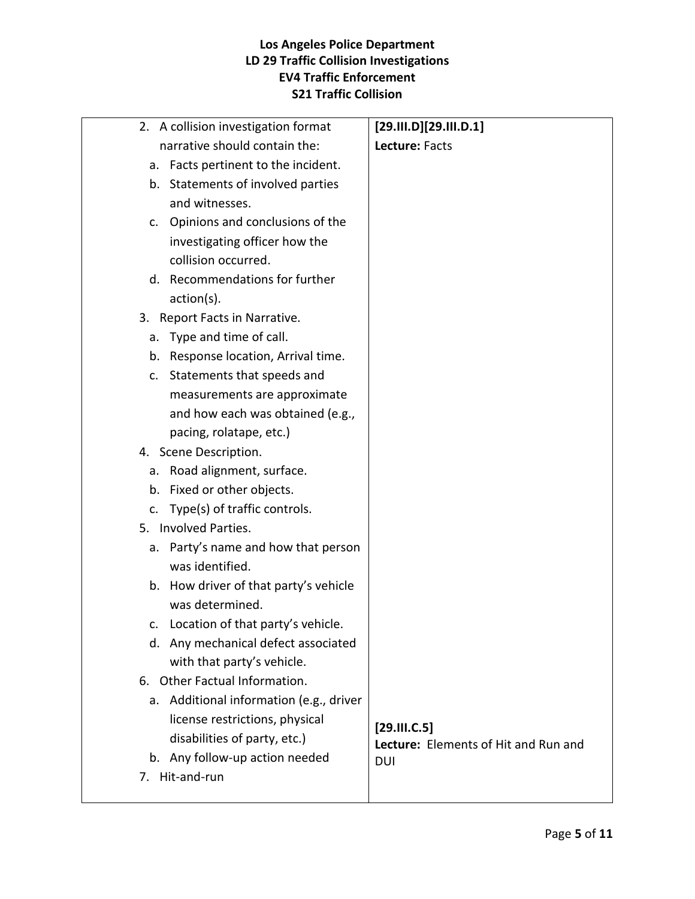**Los Angeles Police Department**
**LD 29 Traffic Collision Investigations**
**EV4 Traffic Enforcement**
**S21 Traffic Collision**

| | |
|---|---|
| 2. A collision investigation format narrative should contain the:<br>a. Facts pertinent to the incident.<br>b. Statements of involved parties and witnesses.<br>c. Opinions and conclusions of the investigating officer how the collision occurred.<br>d. Recommendations for further action(s).<br>3. Report Facts in Narrative.<br>a. Type and time of call.<br>b. Response location, Arrival time.<br>c. Statements that speeds and measurements are approximate and how each was obtained (e.g., pacing, rolatape, etc.)<br>4. Scene Description.<br>a. Road alignment, surface.<br>b. Fixed or other objects.<br>c. Type(s) of traffic controls.<br>5. Involved Parties.<br>a. Party's name and how that person was identified.<br>b. How driver of that party's vehicle was determined.<br>c. Location of that party's vehicle.<br>d. Any mechanical defect associated with that party's vehicle.<br>6. Other Factual Information.<br>a. Additional information (e.g., driver license restrictions, physical disabilities of party, etc.)<br>b. Any follow-up action needed<br>7. Hit-and-run | **[29.III.D][29.III.D.1]**<br>**Lecture:** Facts<br><br><br><br><br><br><br><br><br><br><br><br><br><br><br><br><br><br><br><br><br><br><br><br><br>**[29.III.C.5]**<br>**Lecture:** Elements of Hit and Run and DUI |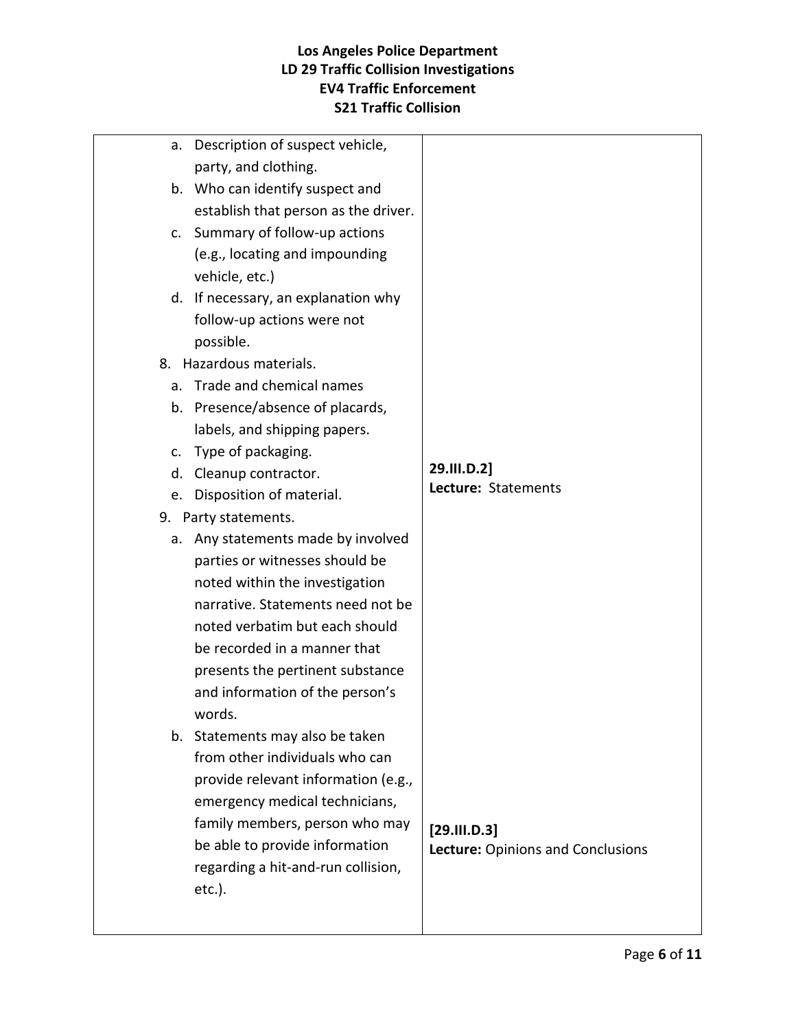| | |
|---|---|
| a. Description of suspect vehicle, party, and clothing.<br>b. Who can identify suspect and establish that person as the driver.<br>c. Summary of follow-up actions (e.g., locating and impounding vehicle, etc.)<br>d. If necessary, an explanation why follow-up actions were not possible.<br>8. Hazardous materials.<br>a. Trade and chemical names<br>b. Presence/absence of placards, labels, and shipping papers.<br>c. Type of packaging.<br>d. Cleanup contractor.<br>e. Disposition of material.<br>9. Party statements.<br>a. Any statements made by involved parties or witnesses should be noted within the investigation narrative. Statements need not be noted verbatim but each should be recorded in a manner that presents the pertinent substance and information of the person's words.<br>b. Statements may also be taken from other individuals who can provide relevant information (e.g., emergency medical technicians, family members, person who may be able to provide information regarding a hit-and-run collision, etc.). | **29.III.D.2]**<br>**Lecture:** Statements<br><br>**[29.III.D.3]**<br>**Lecture:** Opinions and Conclusions |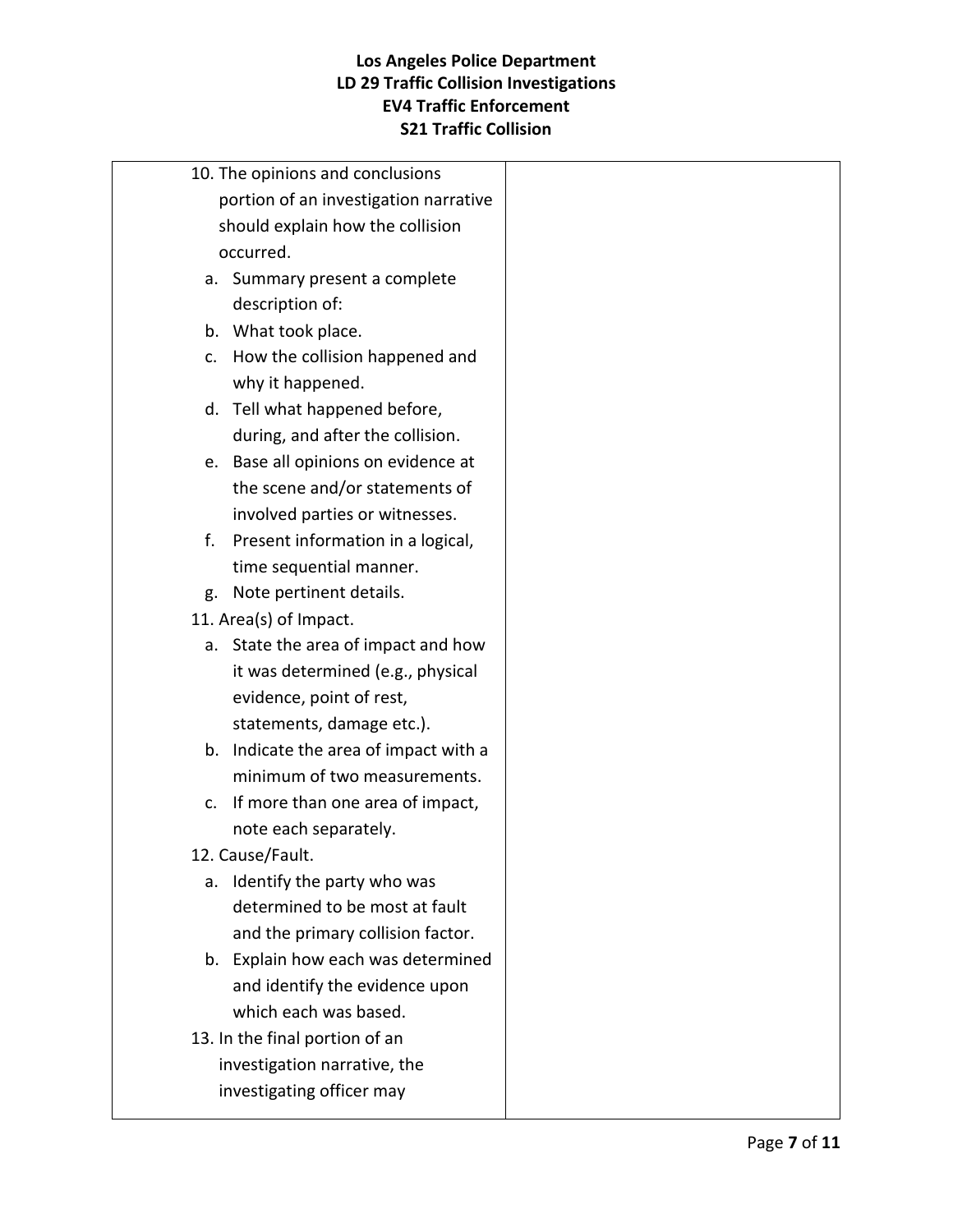| | |
|---|---|
| 10. The opinions and conclusions portion of an investigation narrative should explain how the collision occurred.<br>a. Summary present a complete description of:<br>b. What took place.<br>c. How the collision happened and why it happened.<br>d. Tell what happened before, during, and after the collision.<br>e. Base all opinions on evidence at the scene and/or statements of involved parties or witnesses.<br>f. Present information in a logical, time sequential manner.<br>g. Note pertinent details.<br>11. Area(s) of Impact.<br>a. State the area of impact and how it was determined (e.g., physical evidence, point of rest, statements, damage etc.).<br>b. Indicate the area of impact with a minimum of two measurements.<br>c. If more than one area of impact, note each separately.<br>12. Cause/Fault.<br>a. Identify the party who was determined to be most at fault and the primary collision factor.<br>b. Explain how each was determined and identify the evidence upon which each was based.<br>13. In the final portion of an investigation narrative, the investigating officer may | |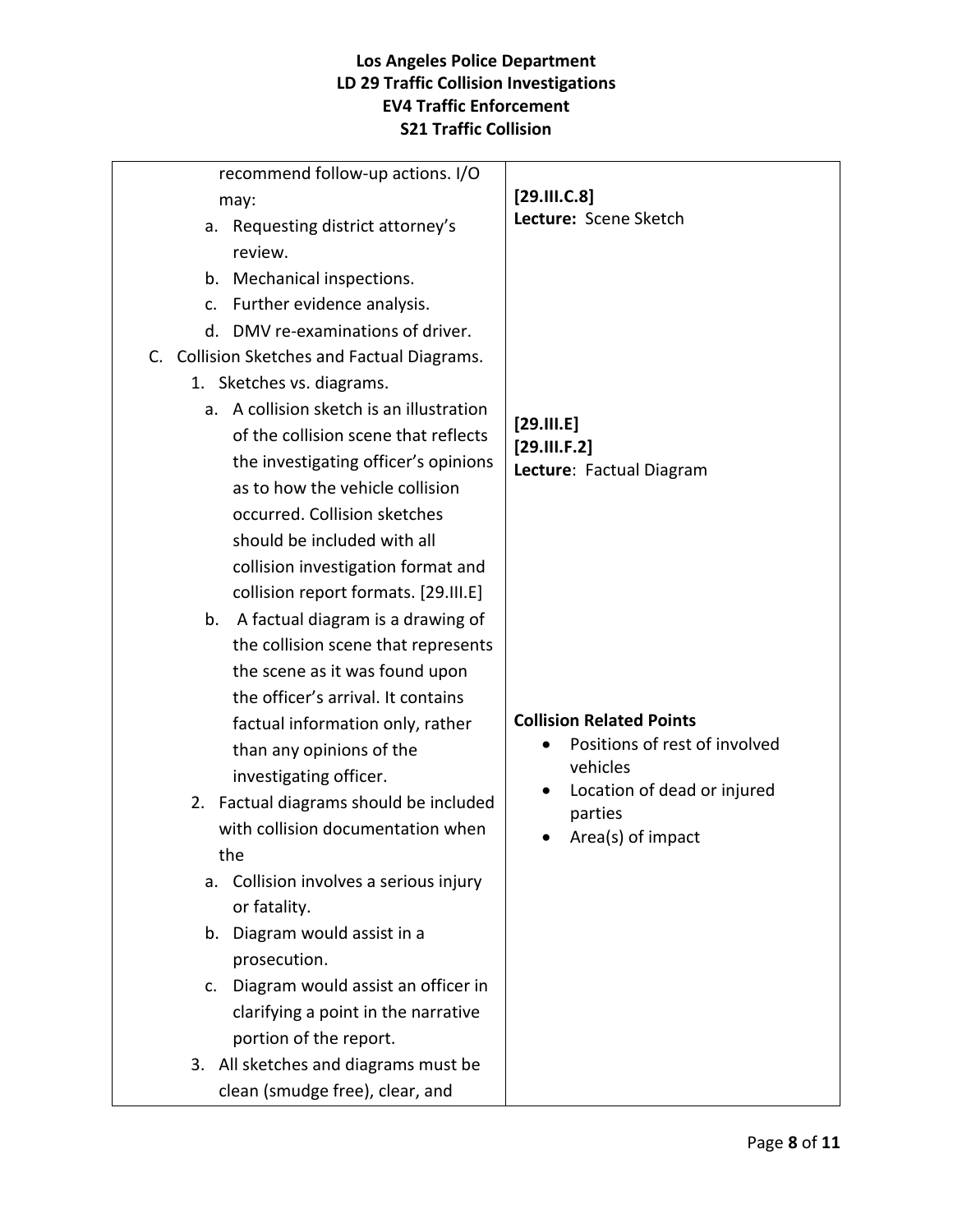| | |
|---|---|
| recommend follow-up actions. I/O may:<br>a. Requesting district attorney's review.<br>b. Mechanical inspections.<br>c. Further evidence analysis.<br>d. DMV re-examinations of driver. | **[29.III.C.8]**<br>**Lecture:** Scene Sketch |
| C. Collision Sketches and Factual Diagrams.<br>1. Sketches vs. diagrams.<br>a. A collision sketch is an illustration of the collision scene that reflects the investigating officer's opinions as to how the vehicle collision occurred. Collision sketches should be included with all collision investigation format and collision report formats. [29.III.E] | **[29.III.E]**<br>**[29.III.F.2]**<br>**Lecture**: Factual Diagram |
| b. A factual diagram is a drawing of the collision scene that represents the scene as it was found upon the officer's arrival. It contains factual information only, rather than any opinions of the investigating officer.<br>2. Factual diagrams should be included with collision documentation when the<br>a. Collision involves a serious injury or fatality.<br>b. Diagram would assist in a prosecution.<br>c. Diagram would assist an officer in clarifying a point in the narrative portion of the report.<br>3. All sketches and diagrams must be clean (smudge free), clear, and | **Collision Related Points**<br>• Positions of rest of involved vehicles<br>• Location of dead or injured parties<br>• Area(s) of impact |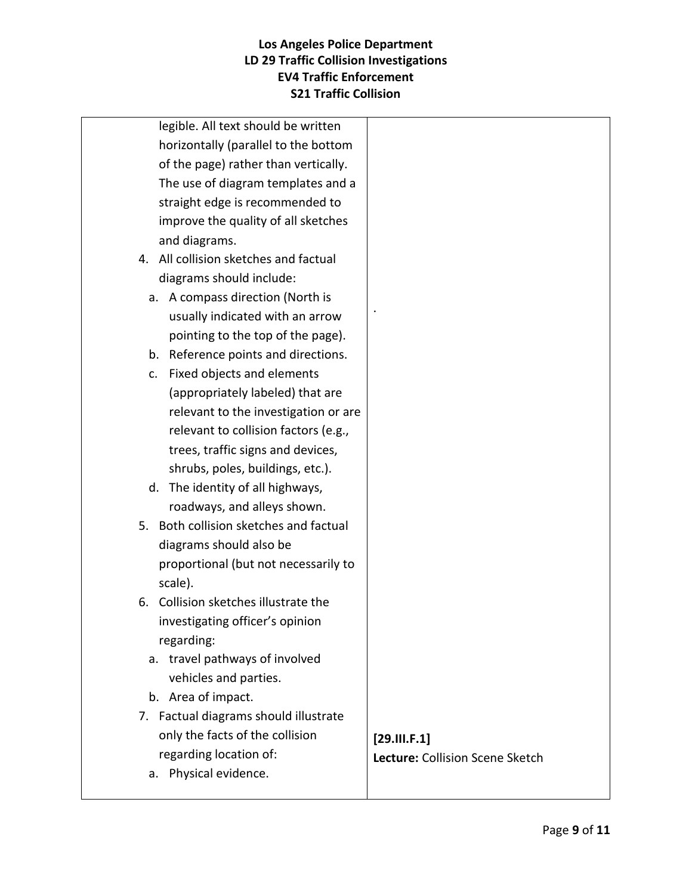| | |
|---|---|
| legible. All text should be written horizontally (parallel to the bottom of the page) rather than vertically. The use of diagram templates and a straight edge is recommended to improve the quality of all sketches and diagrams.<br>4. All collision sketches and factual diagrams should include:<br>a. A compass direction (North is usually indicated with an arrow pointing to the top of the page).<br>b. Reference points and directions.<br>c. Fixed objects and elements (appropriately labeled) that are relevant to the investigation or are relevant to collision factors (e.g., trees, traffic signs and devices, shrubs, poles, buildings, etc.).<br>d. The identity of all highways, roadways, and alleys shown.<br>5. Both collision sketches and factual diagrams should also be proportional (but not necessarily to scale).<br>6. Collision sketches illustrate the investigating officer's opinion regarding:<br>a. travel pathways of involved vehicles and parties.<br>b. Area of impact.<br>7. Factual diagrams should illustrate only the facts of the collision regarding location of:<br>a. Physical evidence. | .<br><br>**[29.III.F.1]**<br>**Lecture:** Collision Scene Sketch |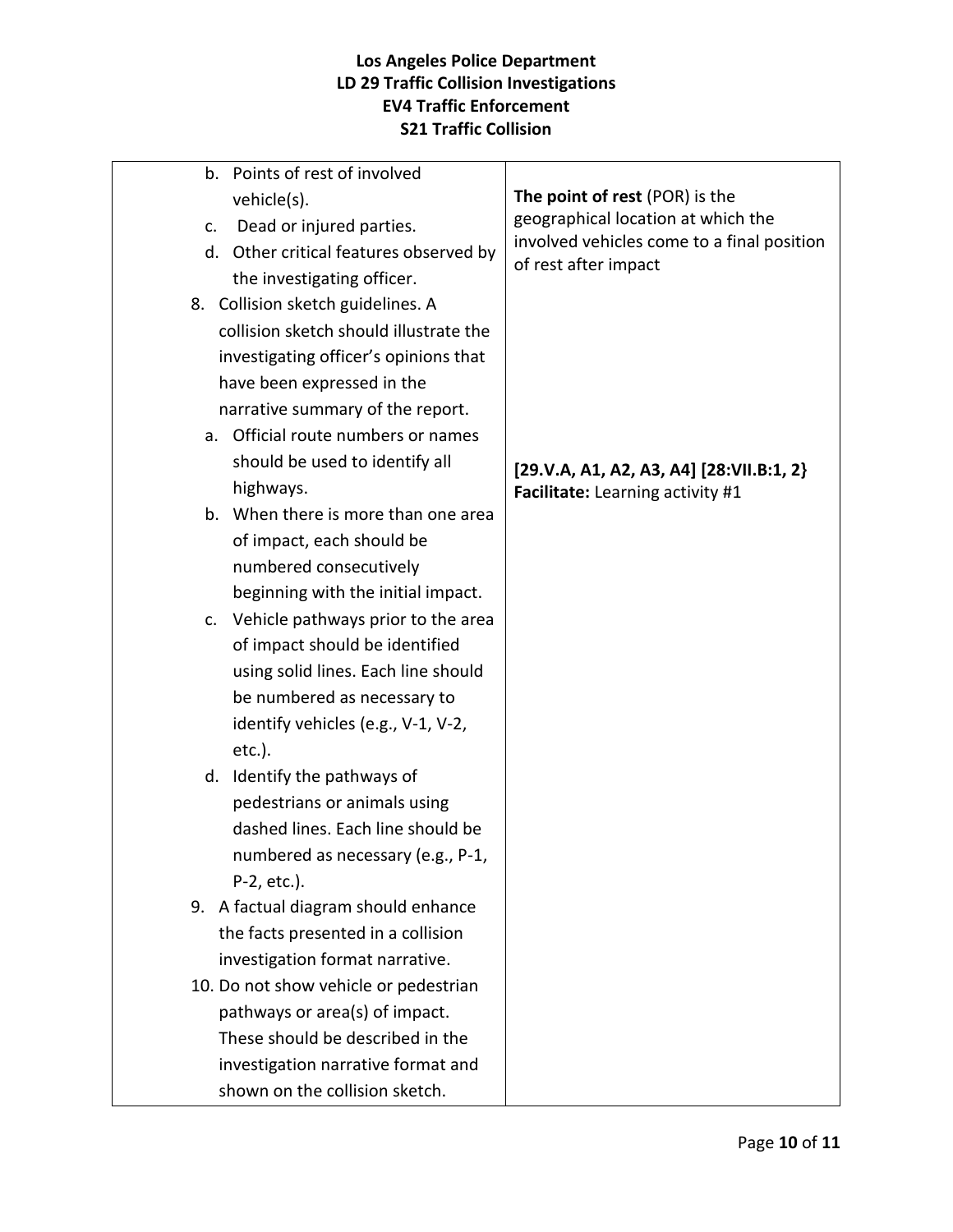| | |
|---|---|
| b. Points of rest of involved vehicle(s).<br>c. Dead or injured parties.<br>d. Other critical features observed by the investigating officer.<br>8. Collision sketch guidelines. A collision sketch should illustrate the investigating officer's opinions that have been expressed in the narrative summary of the report.<br>a. Official route numbers or names should be used to identify all highways.<br>b. When there is more than one area of impact, each should be numbered consecutively beginning with the initial impact.<br>c. Vehicle pathways prior to the area of impact should be identified using solid lines. Each line should be numbered as necessary to identify vehicles (e.g., V-1, V-2, etc.).<br>d. Identify the pathways of pedestrians or animals using dashed lines. Each line should be numbered as necessary (e.g., P-1, P-2, etc.).<br>9. A factual diagram should enhance the facts presented in a collision investigation format narrative.<br>10. Do not show vehicle or pedestrian pathways or area(s) of impact. These should be described in the investigation narrative format and shown on the collision sketch. | **The point of rest** (POR) is the geographical location at which the involved vehicles come to a final position of rest after impact<br><br>**[29.V.A, A1, A2, A3, A4] [28:VII.B:1, 2}**<br>**Facilitate:** Learning activity #1 |